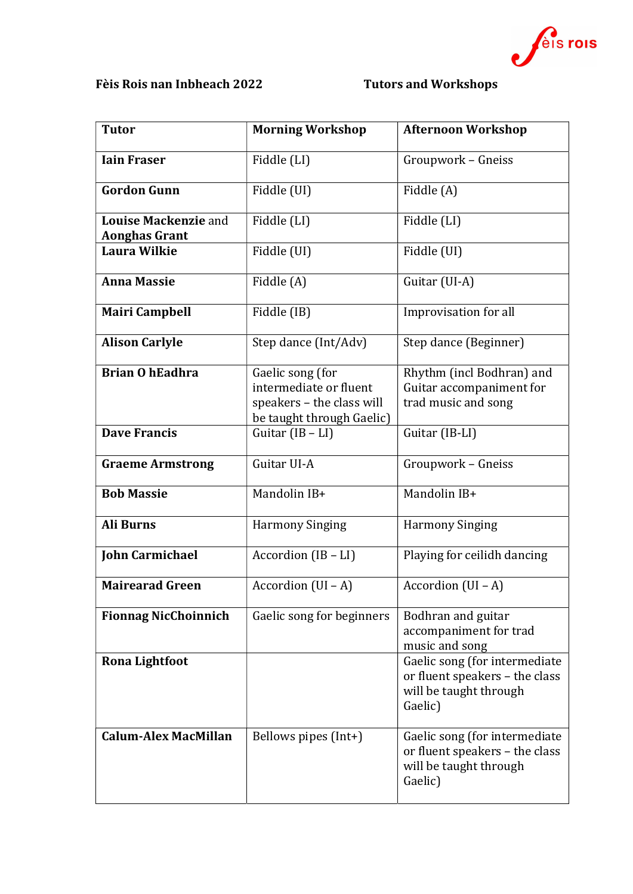**Fèis Rois nan Inbheach 2022** **Tutors and Workshops**

| Tutor | Morning Workshop | Afternoon Workshop |
|---|---|---|
| **Iain Fraser** | Fiddle (LI) | Groupwork – Gneiss |
| **Gordon Gunn** | Fiddle (UI) | Fiddle (A) |
| **Louise Mackenzie** and **Aonghas Grant** | Fiddle (LI) | Fiddle (LI) |
| **Laura Wilkie** | Fiddle (UI) | Fiddle (UI) |
| **Anna Massie** | Fiddle (A) | Guitar (UI-A) |
| **Mairi Campbell** | Fiddle (IB) | Improvisation for all |
| **Alison Carlyle** | Step dance (Int/Adv) | Step dance (Beginner) |
| **Brian O hEadhra** | Gaelic song (for intermediate or fluent speakers – the class will be taught through Gaelic) | Rhythm (incl Bodhran) and Guitar accompaniment for trad music and song |
| **Dave Francis** | Guitar (IB – LI) | Guitar (IB-LI) |
| **Graeme Armstrong** | Guitar UI-A | Groupwork – Gneiss |
| **Bob Massie** | Mandolin IB+ | Mandolin IB+ |
| **Ali Burns** | Harmony Singing | Harmony Singing |
| **John Carmichael** | Accordion (IB – LI) | Playing for ceilidh dancing |
| **Mairearad Green** | Accordion (UI – A) | Accordion (UI – A) |
| **Fionnag NicChoinnich** | Gaelic song for beginners | Bodhran and guitar accompaniment for trad music and song |
| **Rona Lightfoot** | | Gaelic song (for intermediate or fluent speakers – the class will be taught through Gaelic) |
| **Calum-Alex MacMillan** | Bellows pipes (Int+) | Gaelic song (for intermediate or fluent speakers – the class will be taught through Gaelic) |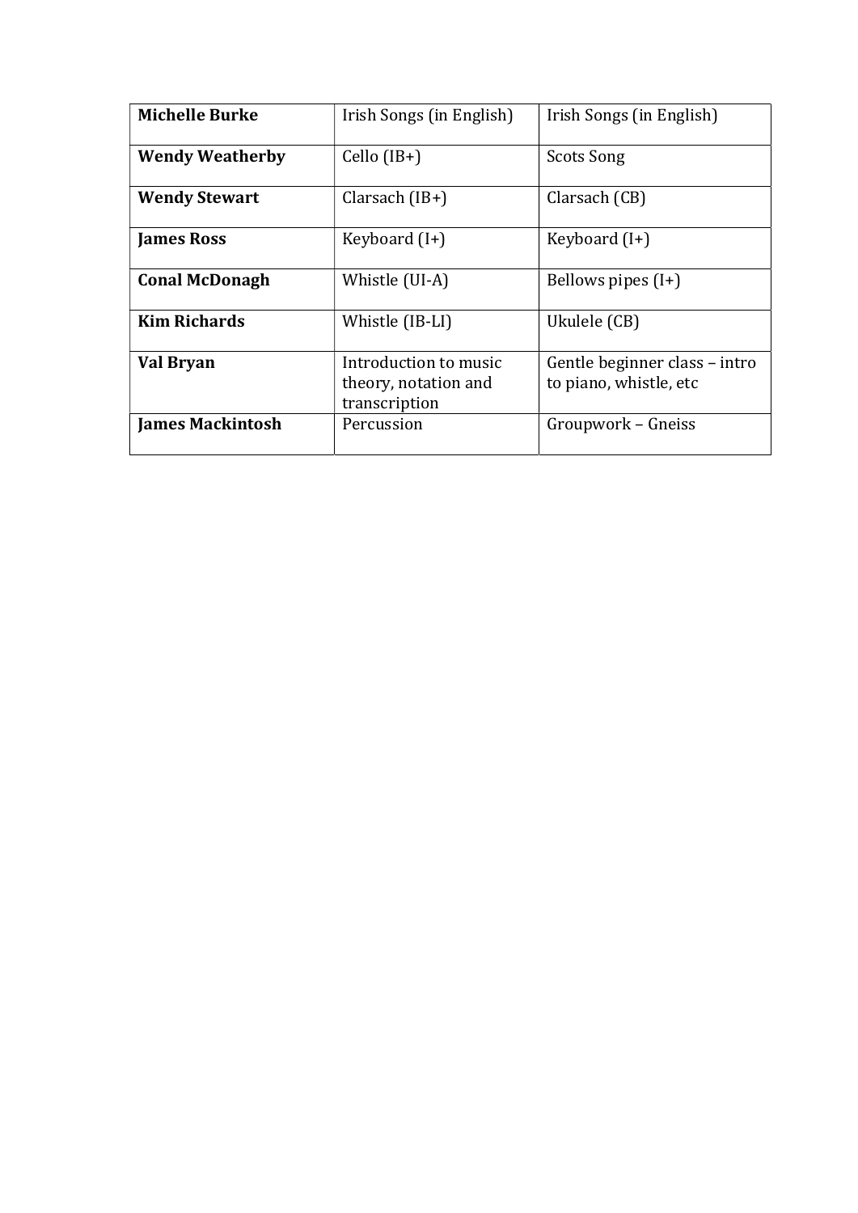| | | |
|---|---|---|
| **Michelle Burke** | Irish Songs (in English) | Irish Songs (in English) |
| **Wendy Weatherby** | Cello (IB+) | Scots Song |
| **Wendy Stewart** | Clarsach (IB+) | Clarsach (CB) |
| **James Ross** | Keyboard (I+) | Keyboard (I+) |
| **Conal McDonagh** | Whistle (UI-A) | Bellows pipes (I+) |
| **Kim Richards** | Whistle (IB-LI) | Ukulele (CB) |
| **Val Bryan** | Introduction to music theory, notation and transcription | Gentle beginner class – intro to piano, whistle, etc |
| **James Mackintosh** | Percussion | Groupwork – Gneiss |